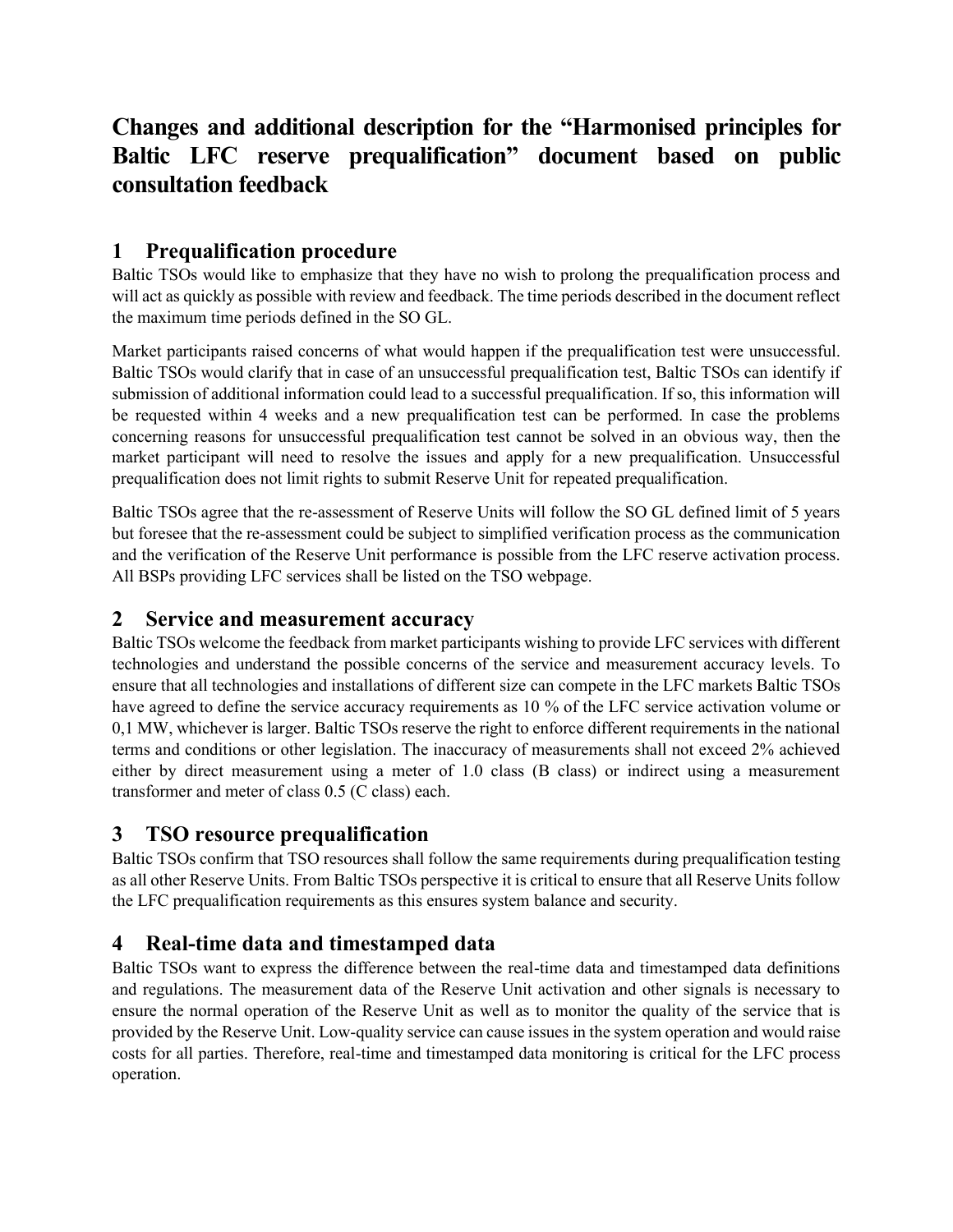# Changes and additional description for the "Harmonised principles for Baltic LFC reserve prequalification" document based on public consultation feedback

## 1 Prequalification procedure

Baltic TSOs would like to emphasize that they have no wish to prolong the prequalification process and will act as quickly as possible with review and feedback. The time periods described in the document reflect the maximum time periods defined in the SO GL.

Market participants raised concerns of what would happen if the prequalification test were unsuccessful. Baltic TSOs would clarify that in case of an unsuccessful prequalification test, Baltic TSOs can identify if submission of additional information could lead to a successful prequalification. If so, this information will be requested within 4 weeks and a new prequalification test can be performed. In case the problems concerning reasons for unsuccessful prequalification test cannot be solved in an obvious way, then the market participant will need to resolve the issues and apply for a new prequalification. Unsuccessful prequalification does not limit rights to submit Reserve Unit for repeated prequalification.

Baltic TSOs agree that the re-assessment of Reserve Units will follow the SO GL defined limit of 5 years but foresee that the re-assessment could be subject to simplified verification process as the communication and the verification of the Reserve Unit performance is possible from the LFC reserve activation process. All BSPs providing LFC services shall be listed on the TSO webpage.

## 2 Service and measurement accuracy

Baltic TSOs welcome the feedback from market participants wishing to provide LFC services with different technologies and understand the possible concerns of the service and measurement accuracy levels. To ensure that all technologies and installations of different size can compete in the LFC markets Baltic TSOs have agreed to define the service accuracy requirements as 10 % of the LFC service activation volume or 0,1 MW, whichever is larger. Baltic TSOs reserve the right to enforce different requirements in the national terms and conditions or other legislation. The inaccuracy of measurements shall not exceed 2% achieved either by direct measurement using a meter of 1.0 class (B class) or indirect using a measurement transformer and meter of class 0.5 (C class) each.

## 3 TSO resource prequalification

Baltic TSOs confirm that TSO resources shall follow the same requirements during prequalification testing as all other Reserve Units. From Baltic TSOs perspective it is critical to ensure that all Reserve Units follow the LFC prequalification requirements as this ensures system balance and security.

## 4 Real-time data and timestamped data

Baltic TSOs want to express the difference between the real-time data and timestamped data definitions and regulations. The measurement data of the Reserve Unit activation and other signals is necessary to ensure the normal operation of the Reserve Unit as well as to monitor the quality of the service that is provided by the Reserve Unit. Low-quality service can cause issues in the system operation and would raise costs for all parties. Therefore, real-time and timestamped data monitoring is critical for the LFC process operation.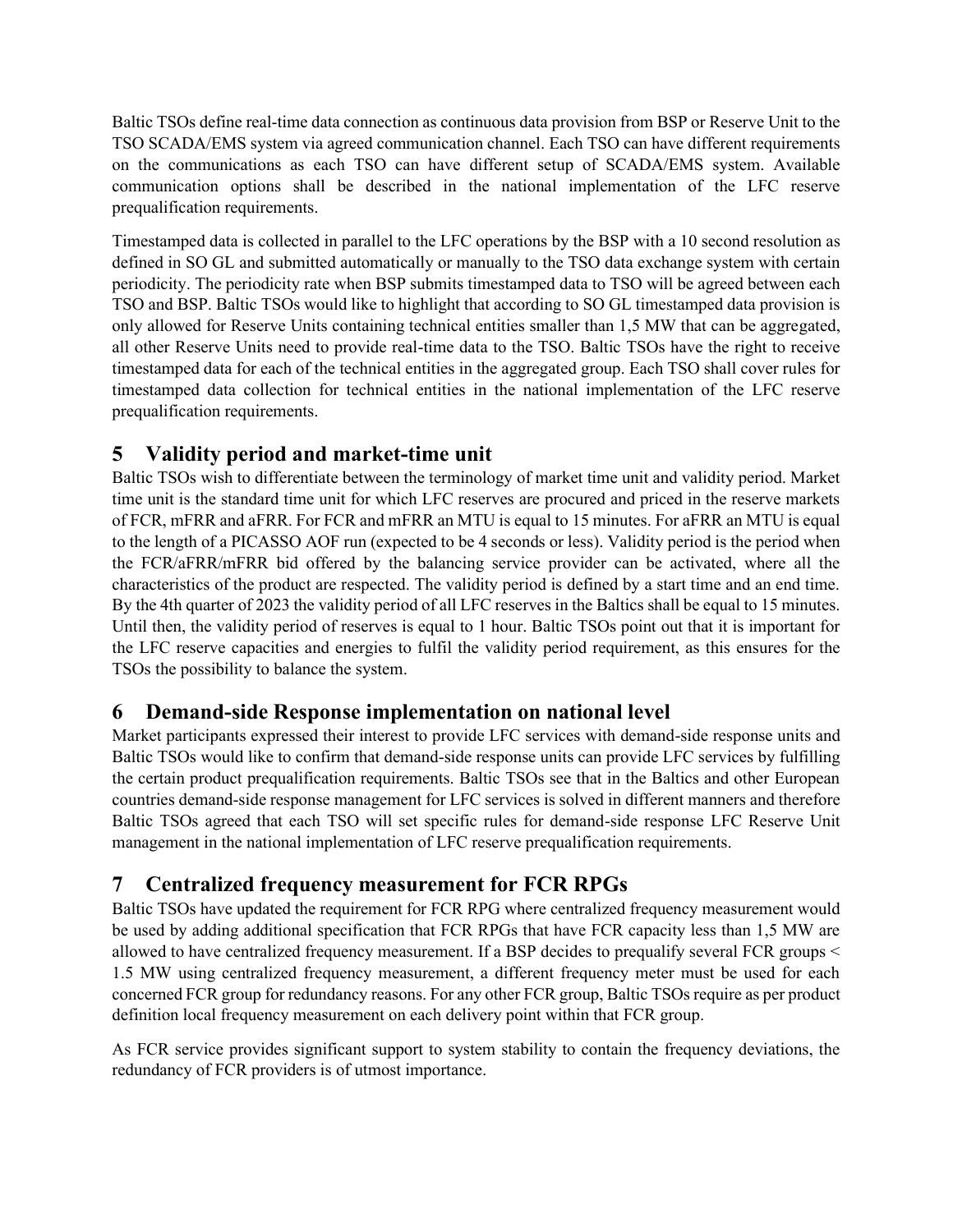Baltic TSOs define real-time data connection as continuous data provision from BSP or Reserve Unit to the TSO SCADA/EMS system via agreed communication channel. Each TSO can have different requirements on the communications as each TSO can have different setup of SCADA/EMS system. Available communication options shall be described in the national implementation of the LFC reserve prequalification requirements.

Timestamped data is collected in parallel to the LFC operations by the BSP with a 10 second resolution as defined in SO GL and submitted automatically or manually to the TSO data exchange system with certain periodicity. The periodicity rate when BSP submits timestamped data to TSO will be agreed between each TSO and BSP. Baltic TSOs would like to highlight that according to SO GL timestamped data provision is only allowed for Reserve Units containing technical entities smaller than 1,5 MW that can be aggregated, all other Reserve Units need to provide real-time data to the TSO. Baltic TSOs have the right to receive timestamped data for each of the technical entities in the aggregated group. Each TSO shall cover rules for timestamped data collection for technical entities in the national implementation of the LFC reserve prequalification requirements.

## 5 Validity period and market-time unit

Baltic TSOs wish to differentiate between the terminology of market time unit and validity period. Market time unit is the standard time unit for which LFC reserves are procured and priced in the reserve markets of FCR, mFRR and aFRR. For FCR and mFRR an MTU is equal to 15 minutes. For aFRR an MTU is equal to the length of a PICASSO AOF run (expected to be 4 seconds or less). Validity period is the period when the FCR/aFRR/mFRR bid offered by the balancing service provider can be activated, where all the characteristics of the product are respected. The validity period is defined by a start time and an end time. By the 4th quarter of 2023 the validity period of all LFC reserves in the Baltics shall be equal to 15 minutes. Until then, the validity period of reserves is equal to 1 hour. Baltic TSOs point out that it is important for the LFC reserve capacities and energies to fulfil the validity period requirement, as this ensures for the TSOs the possibility to balance the system.

## 6 Demand-side Response implementation on national level

Market participants expressed their interest to provide LFC services with demand-side response units and Baltic TSOs would like to confirm that demand-side response units can provide LFC services by fulfilling the certain product prequalification requirements. Baltic TSOs see that in the Baltics and other European countries demand-side response management for LFC services is solved in different manners and therefore Baltic TSOs agreed that each TSO will set specific rules for demand-side response LFC Reserve Unit management in the national implementation of LFC reserve prequalification requirements.

## 7 Centralized frequency measurement for FCR RPGs

Baltic TSOs have updated the requirement for FCR RPG where centralized frequency measurement would be used by adding additional specification that FCR RPGs that have FCR capacity less than 1,5 MW are allowed to have centralized frequency measurement. If a BSP decides to prequalify several FCR groups < 1.5 MW using centralized frequency measurement, a different frequency meter must be used for each concerned FCR group for redundancy reasons. For any other FCR group, Baltic TSOs require as per product definition local frequency measurement on each delivery point within that FCR group.

As FCR service provides significant support to system stability to contain the frequency deviations, the redundancy of FCR providers is of utmost importance.